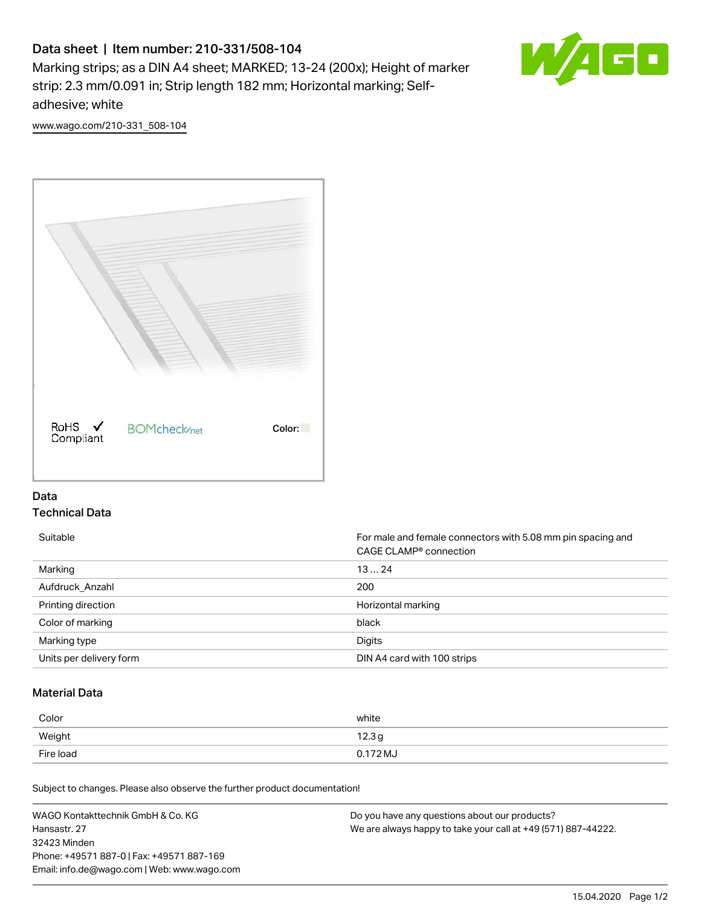# Data sheet | Item number: 210-331/508-104

Marking strips; as a DIN A4 sheet; MARKED; 13-24 (200x); Height of marker strip: 2.3 mm/0.091 in; Strip length 182 mm; Horizontal marking; Self-adhesive; white

www.wago.com/210-331_508-104

RoHS ✓ Compliant   BOMcheck.net   Color:

## Data

### Technical Data

| | |
|---|---|
| Suitable | For male and female connectors with 5.08 mm pin spacing and CAGE CLAMP® connection |
| Marking | 13 … 24 |
| Aufdruck_Anzahl | 200 |
| Printing direction | Horizontal marking |
| Color of marking | black |
| Marking type | Digits |
| Units per delivery form | DIN A4 card with 100 strips |

### Material Data

| | |
|---|---|
| Color | white |
| Weight | 12.3 g |
| Fire load | 0.172 MJ |

Subject to changes. Please also observe the further product documentation!

WAGO Kontakttechnik GmbH & Co. KG
Hansastr. 27
32423 Minden
Phone: +49571 887-0 | Fax: +49571 887-169
Email: info.de@wago.com | Web: www.wago.com

Do you have any questions about our products?
We are always happy to take your call at +49 (571) 887-44222.

15.04.2020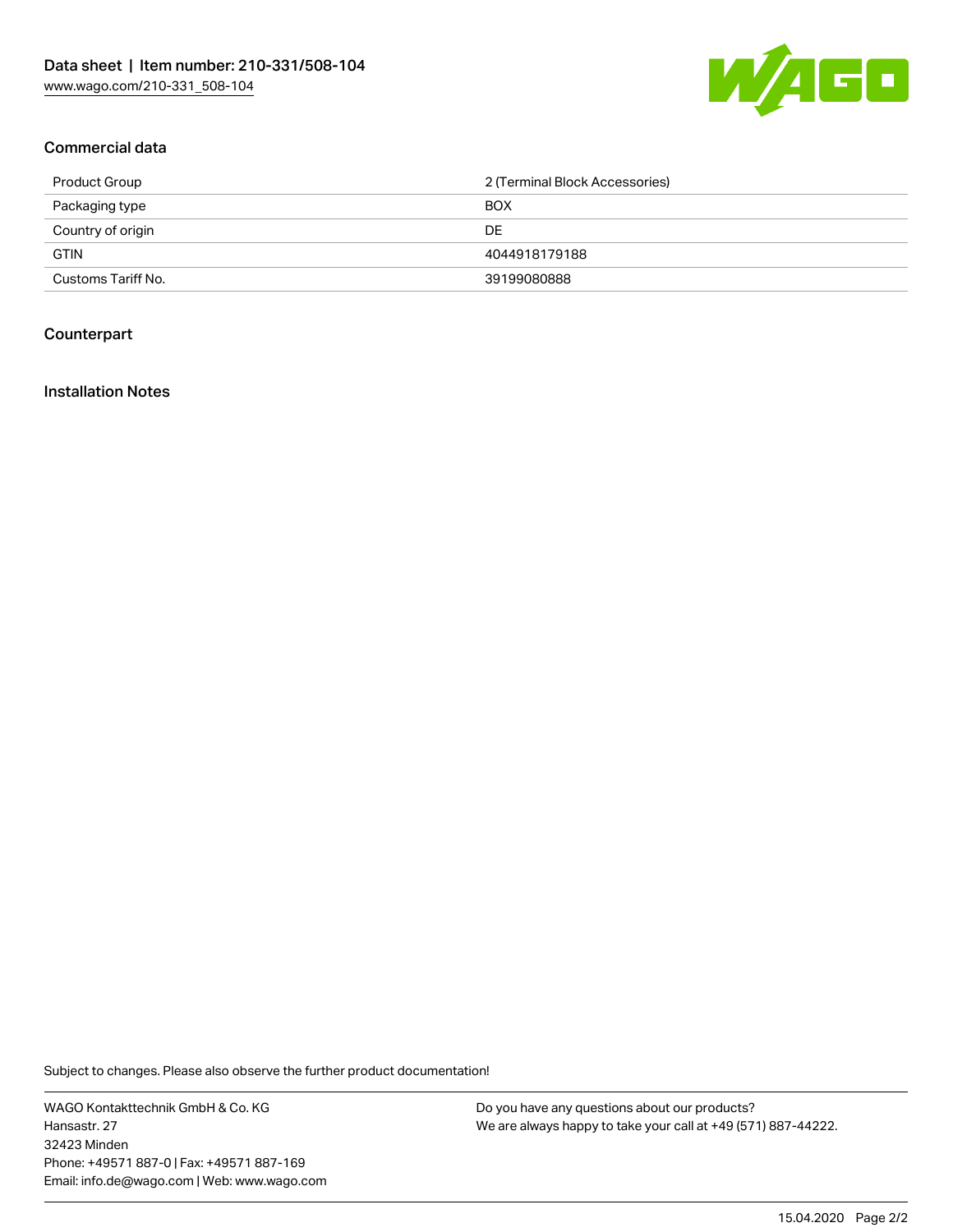## Commercial data

| | |
|---|---|
| Product Group | 2 (Terminal Block Accessories) |
| Packaging type | BOX |
| Country of origin | DE |
| GTIN | 4044918179188 |
| Customs Tariff No. | 39199080888 |

## Counterpart

## Installation Notes

Subject to changes. Please also observe the further product documentation!

WAGO Kontakttechnik GmbH & Co. KG
Hansastr. 27
32423 Minden
Phone: +49571 887-0 | Fax: +49571 887-169
Email: info.de@wago.com | Web: www.wago.com

Do you have any questions about our products?
We are always happy to take your call at +49 (571) 887-44222.

15.04.2020